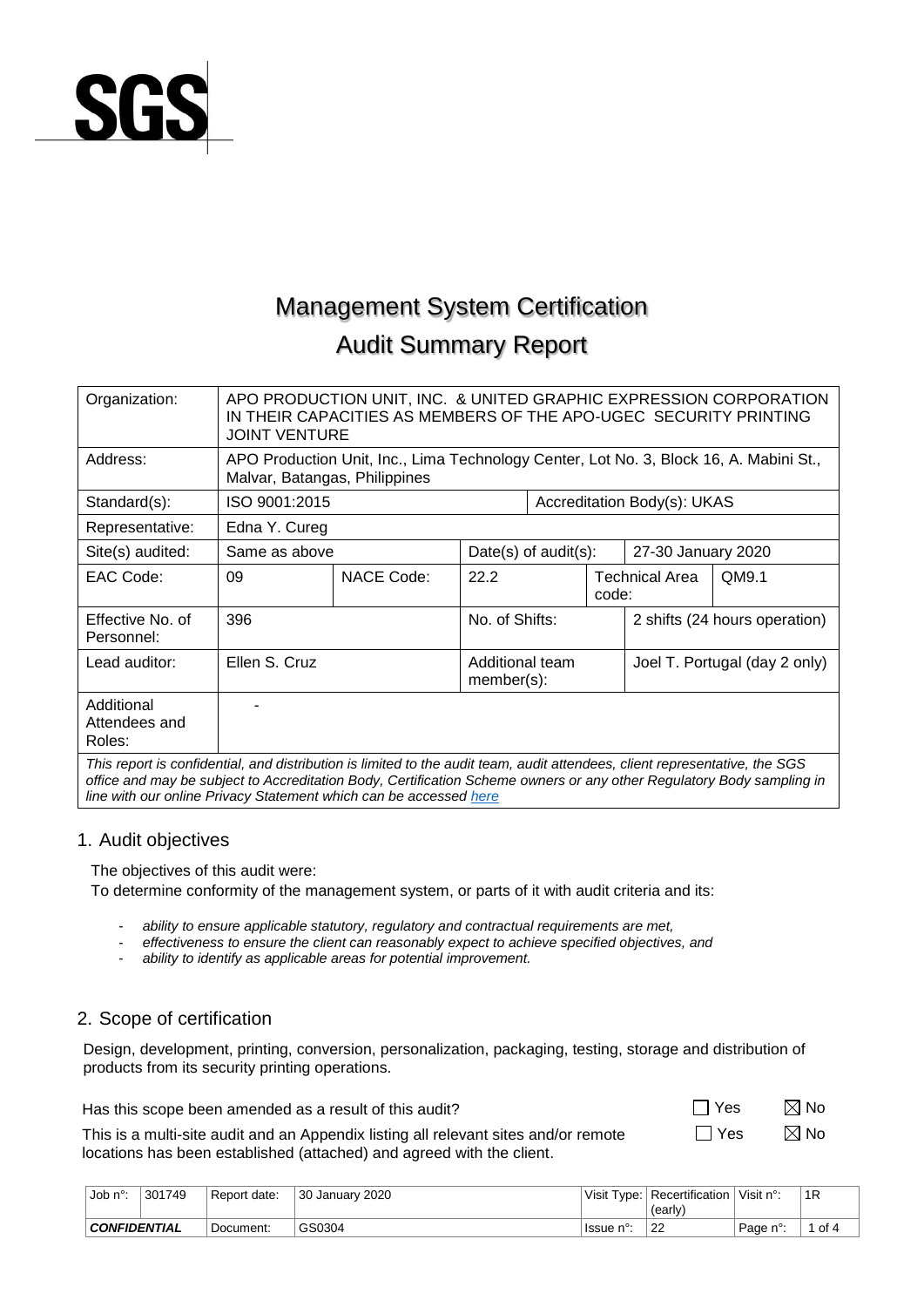SGS

# Management System Certification

# Audit Summary Report

| Organization: | APO PRODUCTION UNIT, INC. & UNITED GRAPHIC EXPRESSION CORPORATION IN THEIR CAPACITIES AS MEMBERS OF THE APO-UGEC SECURITY PRINTING JOINT VENTURE | | | | |
|---|---|---|---|---|---|
| Address: | APO Production Unit, Inc., Lima Technology Center, Lot No. 3, Block 16, A. Mabini St., Malvar, Batangas, Philippines | | | | |
| Standard(s): | ISO 9001:2015 | | Accreditation Body(s): UKAS | | |
| Representative: | Edna Y. Cureg | | | | |
| Site(s) audited: | Same as above | | Date(s) of audit(s): | 27-30 January 2020 | |
| EAC Code: | 09 | NACE Code: | 22.2 | Technical Area code: | QM9.1 |
| Effective No. of Personnel: | 396 | | No. of Shifts: | 2 shifts (24 hours operation) | |
| Lead auditor: | Ellen S. Cruz | | Additional team member(s): | Joel T. Portugal (day 2 only) | |
| Additional Attendees and Roles: | - | | | | |

*This report is confidential, and distribution is limited to the audit team, audit attendees, client representative, the SGS office and may be subject to Accreditation Body, Certification Scheme owners or any other Regulatory Body sampling in line with our online Privacy Statement which can be accessed [here](#)*

## 1. Audit objectives

The objectives of this audit were:
To determine conformity of the management system, or parts of it with audit criteria and its:

- *ability to ensure applicable statutory, regulatory and contractual requirements are met,*
- *effectiveness to ensure the client can reasonably expect to achieve specified objectives, and*
- *ability to identify as applicable areas for potential improvement.*

## 2. Scope of certification

Design, development, printing, conversion, personalization, packaging, testing, storage and distribution of products from its security printing operations.

| | | |
|---|---|---|
| Has this scope been amended as a result of this audit? | ☐ Yes | ☒ No |
| This is a multi-site audit and an Appendix listing all relevant sites and/or remote locations has been established (attached) and agreed with the client. | ☐ Yes | ☒ No |

| Job n°: | 301749 | Report date: | 30 January 2020 | Visit Type: | Recertification (early) | Visit n°: | 1R |
|---|---|---|---|---|---|---|---|
| **CONFIDENTIAL** | | Document: | GS0304 | Issue n°: | 22 | | |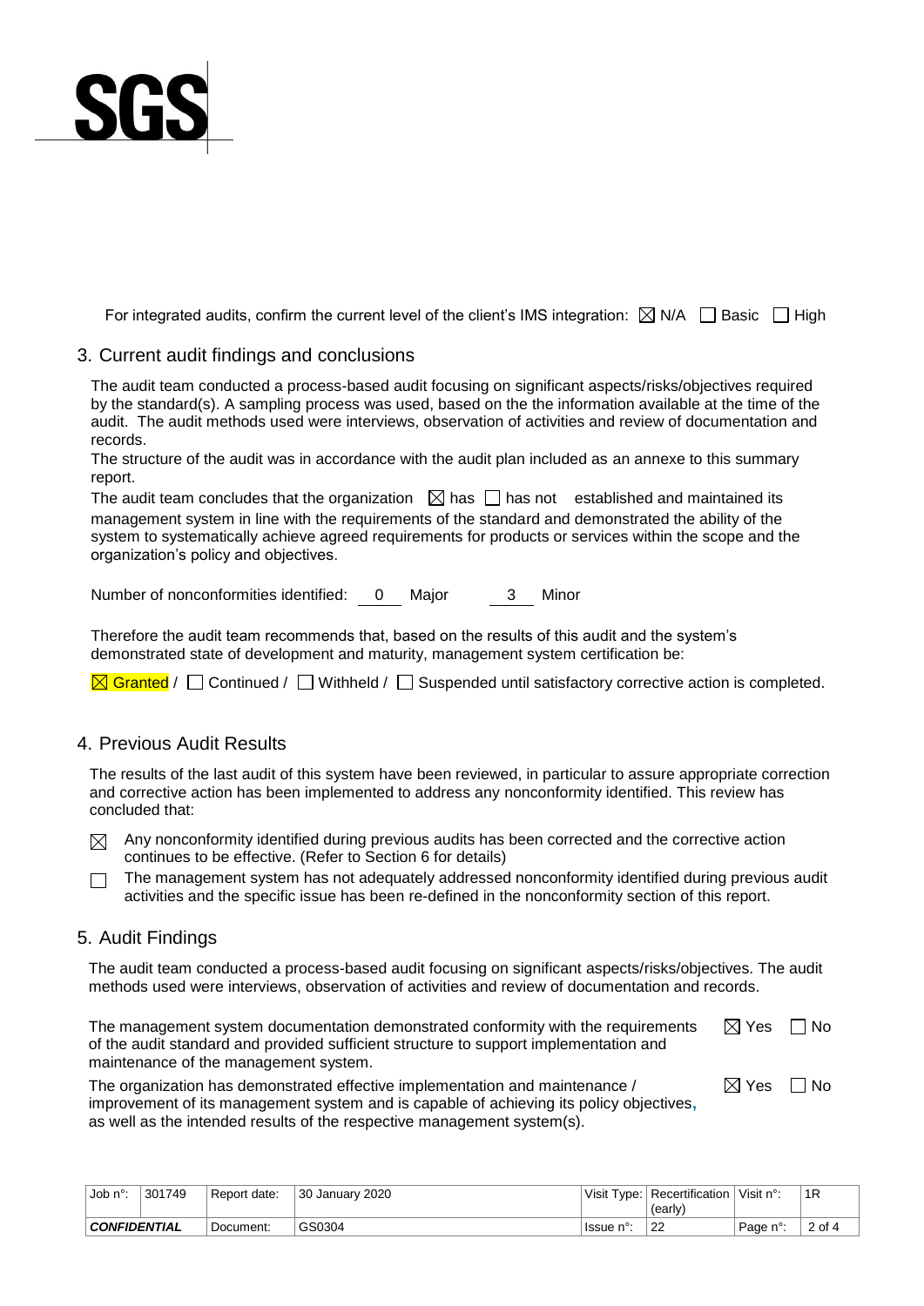SGS

For integrated audits, confirm the current level of the client's IMS integration: ☒ N/A ☐ Basic ☐ High

## 3. Current audit findings and conclusions

The audit team conducted a process-based audit focusing on significant aspects/risks/objectives required by the standard(s). A sampling process was used, based on the the information available at the time of the audit. The audit methods used were interviews, observation of activities and review of documentation and records.

The structure of the audit was in accordance with the audit plan included as an annexe to this summary report.

The audit team concludes that the organization ☒ has ☐ has not established and maintained its management system in line with the requirements of the standard and demonstrated the ability of the system to systematically achieve agreed requirements for products or services within the scope and the organization's policy and objectives.

Number of nonconformities identified: 0 Major 3 Minor

Therefore the audit team recommends that, based on the results of this audit and the system's demonstrated state of development and maturity, management system certification be:

☒ Granted / ☐ Continued / ☐ Withheld / ☐ Suspended until satisfactory corrective action is completed.

## 4. Previous Audit Results

The results of the last audit of this system have been reviewed, in particular to assure appropriate correction and corrective action has been implemented to address any nonconformity identified. This review has concluded that:

☒ Any nonconformity identified during previous audits has been corrected and the corrective action continues to be effective. (Refer to Section 6 for details)

☐ The management system has not adequately addressed nonconformity identified during previous audit activities and the specific issue has been re-defined in the nonconformity section of this report.

## 5. Audit Findings

The audit team conducted a process-based audit focusing on significant aspects/risks/objectives. The audit methods used were interviews, observation of activities and review of documentation and records.

The management system documentation demonstrated conformity with the requirements of the audit standard and provided sufficient structure to support implementation and maintenance of the management system. ☒ Yes ☐ No

The organization has demonstrated effective implementation and maintenance / improvement of its management system and is capable of achieving its policy objectives, as well as the intended results of the respective management system(s). ☒ Yes ☐ No

| Job n°: | 301749 | Report date: | 30 January 2020 | Visit Type: | Recertification (early) | Visit n°: | 1R |
|---|---|---|---|---|---|---|---|
| CONFIDENTIAL | | Document: | GS0304 | Issue n°: | 22 | Page n°: | 2 of 4 |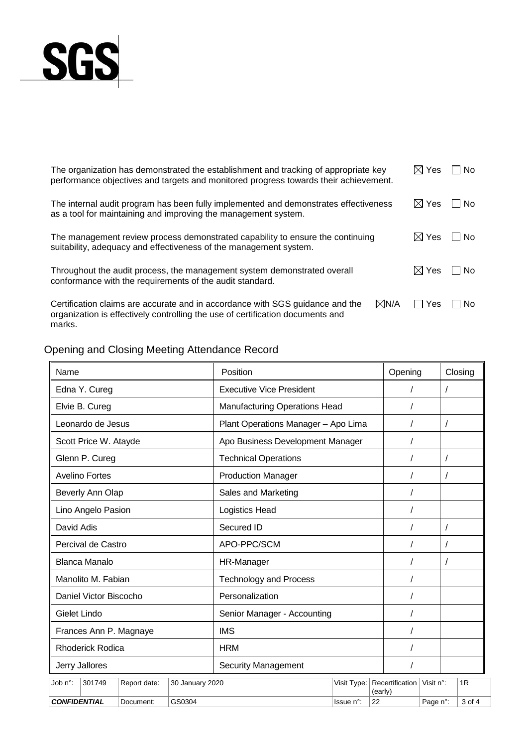The organization has demonstrated the establishment and tracking of appropriate key performance objectives and targets and monitored progress towards their achievement. ☒ Yes ☐ No

The internal audit program has been fully implemented and demonstrates effectiveness as a tool for maintaining and improving the management system. ☒ Yes ☐ No

The management review process demonstrated capability to ensure the continuing suitability, adequacy and effectiveness of the management system. ☒ Yes ☐ No

Throughout the audit process, the management system demonstrated overall conformance with the requirements of the audit standard. ☒ Yes ☐ No

Certification claims are accurate and in accordance with SGS guidance and the organization is effectively controlling the use of certification documents and marks. ☒N/A ☐ Yes ☐ No

## Opening and Closing Meeting Attendance Record

| Name | Position | Opening | Closing |
|---|---|---|---|
| Edna Y. Cureg | Executive Vice President | / | / |
| Elvie B. Cureg | Manufacturing Operations Head | / | |
| Leonardo de Jesus | Plant Operations Manager – Apo Lima | / | / |
| Scott Price W. Atayde | Apo Business Development Manager | / | |
| Glenn P. Cureg | Technical Operations | / | / |
| Avelino Fortes | Production Manager | / | / |
| Beverly Ann Olap | Sales and Marketing | / | |
| Lino Angelo Pasion | Logistics Head | / | |
| David Adis | Secured ID | / | / |
| Percival de Castro | APO-PPC/SCM | / | / |
| Blanca Manalo | HR-Manager | / | / |
| Manolito M. Fabian | Technology and Process | / | |
| Daniel Victor Biscocho | Personalization | / | |
| Gielet Lindo | Senior Manager - Accounting | / | |
| Frances Ann P. Magnaye | IMS | / | |
| Rhoderick Rodica | HRM | / | |
| Jerry Jallores | Security Management | / | |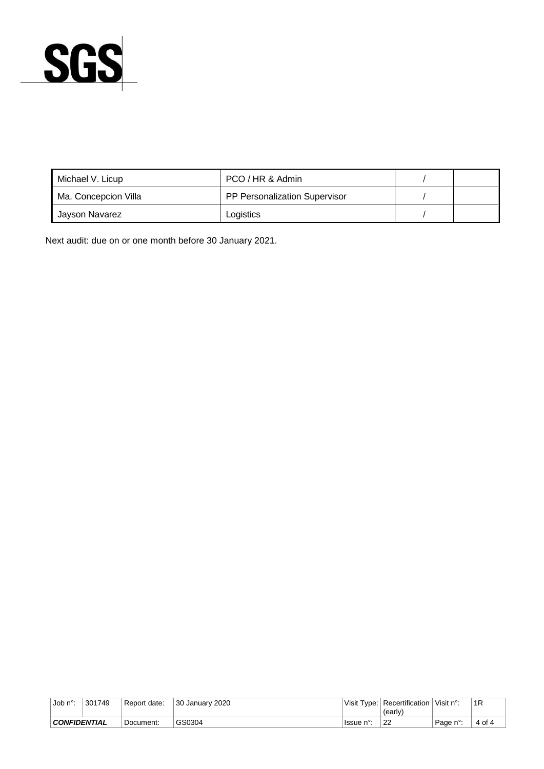| | | | |
|---|---|---|---|
| Michael V. Licup | PCO / HR & Admin | / | |
| Ma. Concepcion Villa | PP Personalization Supervisor | / | |
| Jayson Navarez | Logistics | / | |

Next audit: due on or one month before 30 January 2021.